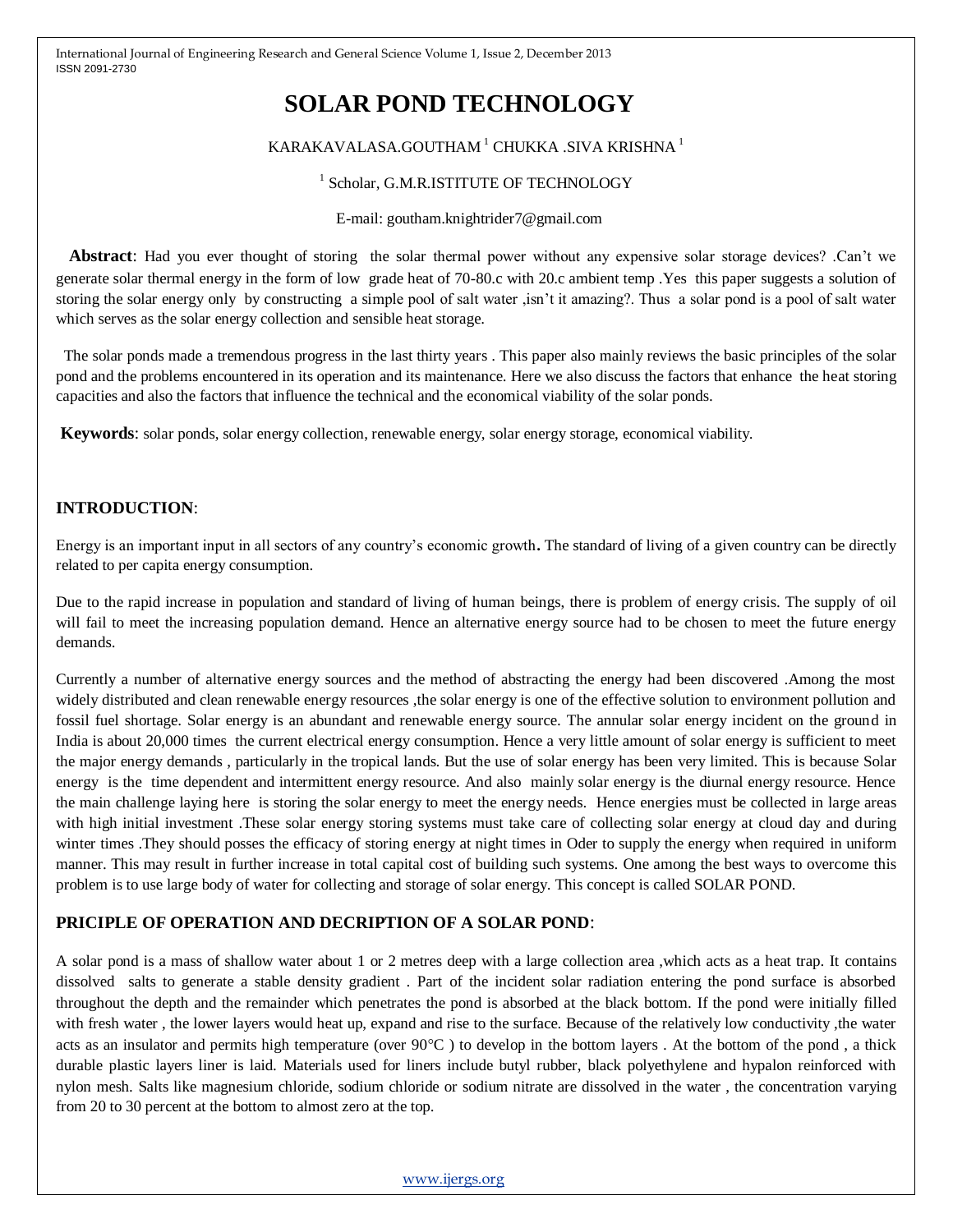# SOLAR POND TECHNOLOGY

KARAKAVALASA.GOUTHAM [1] CHUKKA .SIVA KRISHNA [1]

[1] Scholar, G.M.R.ISTITUTE OF TECHNOLOGY

E-mail: goutham.knightrider7@gmail.com

**Abstract**: Had you ever thought of storing the solar thermal power without any expensive solar storage devices? .Can't we generate solar thermal energy in the form of low grade heat of 70-80.c with 20.c ambient temp .Yes this paper suggests a solution of storing the solar energy only by constructing a simple pool of salt water ,isn't it amazing?. Thus a solar pond is a pool of salt water which serves as the solar energy collection and sensible heat storage.

The solar ponds made a tremendous progress in the last thirty years . This paper also mainly reviews the basic principles of the solar pond and the problems encountered in its operation and its maintenance. Here we also discuss the factors that enhance the heat storing capacities and also the factors that influence the technical and the economical viability of the solar ponds.

**Keywords**: solar ponds, solar energy collection, renewable energy, solar energy storage, economical viability.

## INTRODUCTION:

Energy is an important input in all sectors of any country's economic growth**.** The standard of living of a given country can be directly related to per capita energy consumption.

Due to the rapid increase in population and standard of living of human beings, there is problem of energy crisis. The supply of oil will fail to meet the increasing population demand. Hence an alternative energy source had to be chosen to meet the future energy demands.

Currently a number of alternative energy sources and the method of abstracting the energy had been discovered .Among the most widely distributed and clean renewable energy resources ,the solar energy is one of the effective solution to environment pollution and fossil fuel shortage. Solar energy is an abundant and renewable energy source. The annular solar energy incident on the ground in India is about 20,000 times the current electrical energy consumption. Hence a very little amount of solar energy is sufficient to meet the major energy demands , particularly in the tropical lands. But the use of solar energy has been very limited. This is because Solar energy is the time dependent and intermittent energy resource. And also mainly solar energy is the diurnal energy resource. Hence the main challenge laying here is storing the solar energy to meet the energy needs. Hence energies must be collected in large areas with high initial investment .These solar energy storing systems must take care of collecting solar energy at cloud day and during winter times .They should posses the efficacy of storing energy at night times in Oder to supply the energy when required in uniform manner. This may result in further increase in total capital cost of building such systems. One among the best ways to overcome this problem is to use large body of water for collecting and storage of solar energy. This concept is called SOLAR POND.

## PRICIPLE OF OPERATION AND DECRIPTION OF A SOLAR POND:

A solar pond is a mass of shallow water about 1 or 2 metres deep with a large collection area ,which acts as a heat trap. It contains dissolved salts to generate a stable density gradient . Part of the incident solar radiation entering the pond surface is absorbed throughout the depth and the remainder which penetrates the pond is absorbed at the black bottom. If the pond were initially filled with fresh water , the lower layers would heat up, expand and rise to the surface. Because of the relatively low conductivity ,the water acts as an insulator and permits high temperature (over 90°C ) to develop in the bottom layers . At the bottom of the pond , a thick durable plastic layers liner is laid. Materials used for liners include butyl rubber, black polyethylene and hypalon reinforced with nylon mesh. Salts like magnesium chloride, sodium chloride or sodium nitrate are dissolved in the water , the concentration varying from 20 to 30 percent at the bottom to almost zero at the top.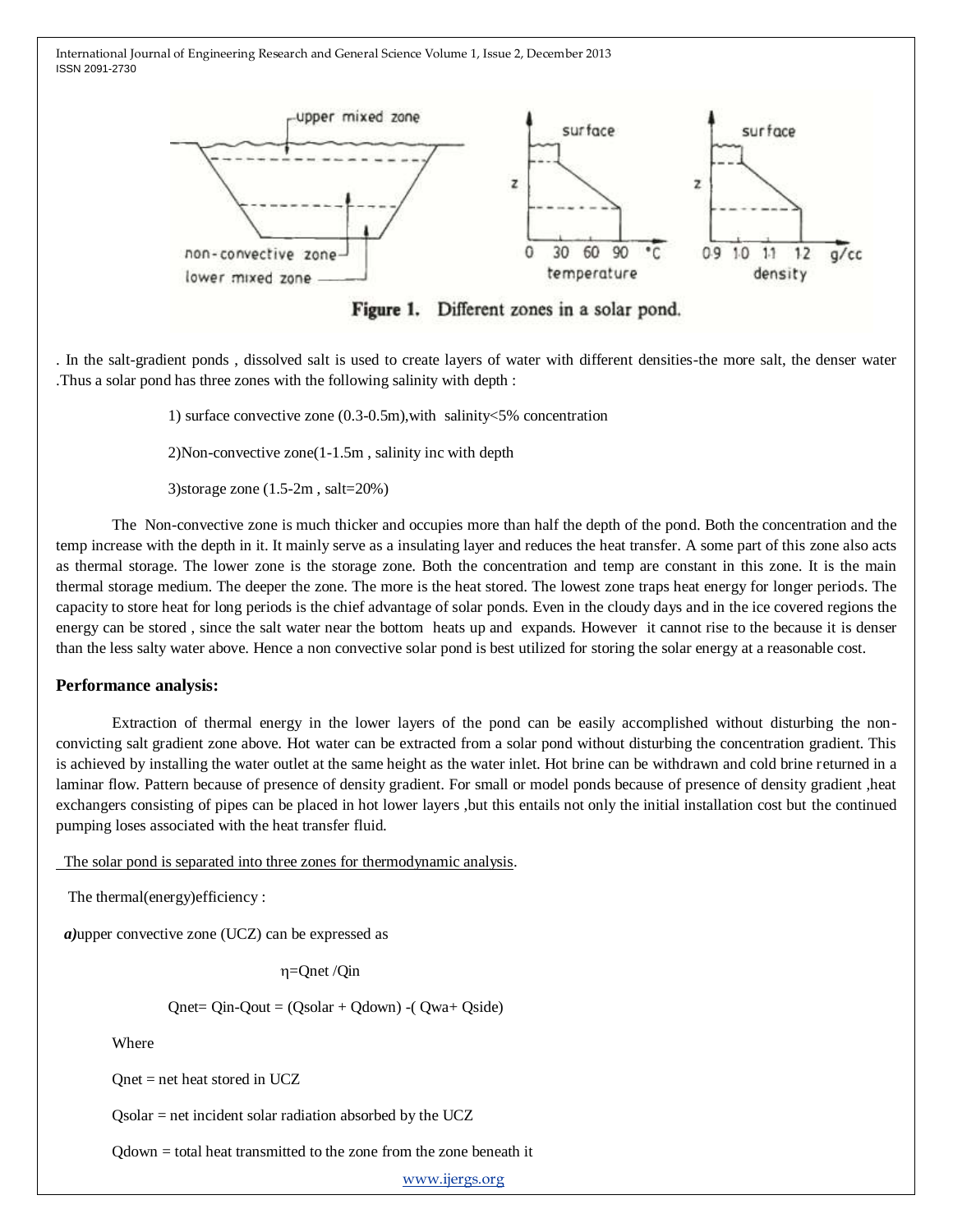Figure 1. Different zones in a solar pond.

. In the salt-gradient ponds , dissolved salt is used to create layers of water with different densities-the more salt, the denser water .Thus a solar pond has three zones with the following salinity with depth :

1) surface convective zone (0.3-0.5m),with salinity<5% concentration

2)Non-convective zone(1-1.5m , salinity inc with depth

3)storage zone (1.5-2m , salt=20%)

The Non-convective zone is much thicker and occupies more than half the depth of the pond. Both the concentration and the temp increase with the depth in it. It mainly serve as a insulating layer and reduces the heat transfer. A some part of this zone also acts as thermal storage. The lower zone is the storage zone. Both the concentration and temp are constant in this zone. It is the main thermal storage medium. The deeper the zone. The more is the heat stored. The lowest zone traps heat energy for longer periods. The capacity to store heat for long periods is the chief advantage of solar ponds. Even in the cloudy days and in the ice covered regions the energy can be stored , since the salt water near the bottom heats up and expands. However it cannot rise to the because it is denser than the less salty water above. Hence a non convective solar pond is best utilized for storing the solar energy at a reasonable cost.

**Performance analysis:**

Extraction of thermal energy in the lower layers of the pond can be easily accomplished without disturbing the non-convicting salt gradient zone above. Hot water can be extracted from a solar pond without disturbing the concentration gradient. This is achieved by installing the water outlet at the same height as the water inlet. Hot brine can be withdrawn and cold brine returned in a laminar flow. Pattern because of presence of density gradient. For small or model ponds because of presence of density gradient ,heat exchangers consisting of pipes can be placed in hot lower layers ,but this entails not only the initial installation cost but the continued pumping loses associated with the heat transfer fluid.

The solar pond is separated into three zones for thermodynamic analysis.

The thermal(energy)efficiency :

***a)***upper convective zone (UCZ) can be expressed as

$$\eta = Q_{net} / Q_{in}$$

$$Q_{net} = Q_{in} - Q_{out} = (Q_{solar} + Q_{down}) - (Q_{wa} + Q_{side})$$

Where

$Q_{net}$ = net heat stored in UCZ

$Q_{solar}$ = net incident solar radiation absorbed by the UCZ

$Q_{down}$ = total heat transmitted to the zone from the zone beneath it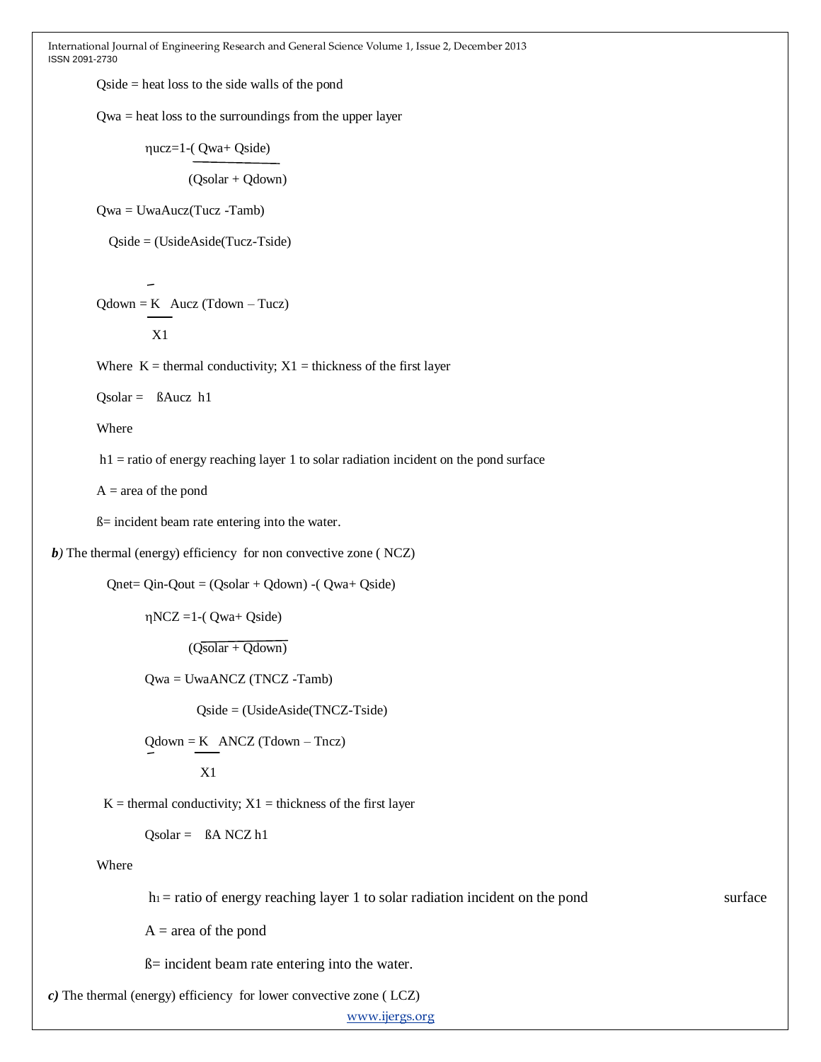$Q_{side}$ = heat loss to the side walls of the pond

$Q_{wa}$ = heat loss to the surroundings from the upper layer

$$\eta_{ucz} = 1 - \frac{(Q_{wa} + Q_{side})}{(Q_{solar} + Q_{down})}$$

$$Q_{wa} = U_{wa} A_{ucz} (T_{ucz} - T_{amb})$$

$$Q_{side} = (U_{side} A_{side} (T_{ucz} - T_{side})$$

$$Q_{down} = \frac{K}{X_1} A_{ucz} (T_{down} - T_{ucz})$$

Where K = thermal conductivity; X1 = thickness of the first layer

$$Q_{solar} = ß A_{ucz} \; h_1$$

Where

$h_1$ = ratio of energy reaching layer 1 to solar radiation incident on the pond surface

A = area of the pond

ß= incident beam rate entering into the water.

***b)*** The thermal (energy) efficiency for non convective zone ( NCZ)

$$Q_{net} = Q_{in} - Q_{out} = (Q_{solar} + Q_{down}) - (Q_{wa} + Q_{side})$$

$$\eta_{NCZ} = 1 - \frac{(Q_{wa} + Q_{side})}{(Q_{solar} + Q_{down})}$$

$$Q_{wa} = U_{wa} A_{NCZ} (T_{NCZ} - T_{amb})$$

$$Q_{side} = (U_{side} A_{side} (T_{NCZ} - T_{side})$$

$$Q_{down} = \frac{K}{X_1} A_{NCZ} (T_{down} - T_{ncz})$$

K = thermal conductivity; X1 = thickness of the first layer

$$Q_{solar} = ß A_{NCZ} \; h_1$$

Where

$h_1$ = ratio of energy reaching layer 1 to solar radiation incident on the pond surface

A = area of the pond

ß= incident beam rate entering into the water.

***c)*** The thermal (energy) efficiency for lower convective zone ( LCZ)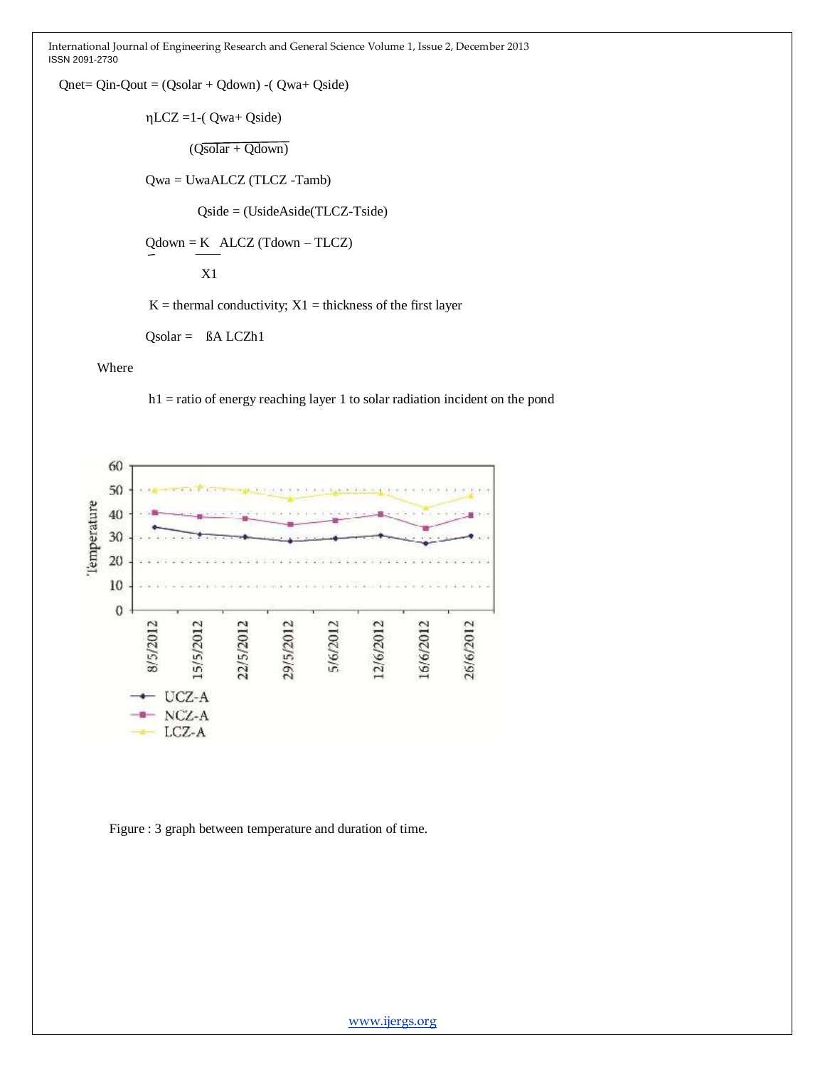$$Q_{net} = Q_{in} - Q_{out} = (Q_{solar} + Q_{down}) - (Q_{wa} + Q_{side})$$

$$\eta_{LCZ} = 1 - \frac{(Q_{wa} + Q_{side})}{(Q_{solar} + Q_{down})}$$

$$Q_{wa} = U_{wa} A_{LCZ} (T_{LCZ} - T_{amb})$$

$$Q_{side} = (U_{side} A_{side} (T_{LCZ} - T_{side})$$

$$Q_{down} = \frac{K}{X_1} A_{LCZ} (T_{down} - T_{LCZ})$$

K = thermal conductivity; X1 = thickness of the first layer

$$Q_{solar} = \beta A_{LCZ} h_1$$

Where

$h_1$ = ratio of energy reaching layer 1 to solar radiation incident on the pond

Figure : 3 graph between temperature and duration of time.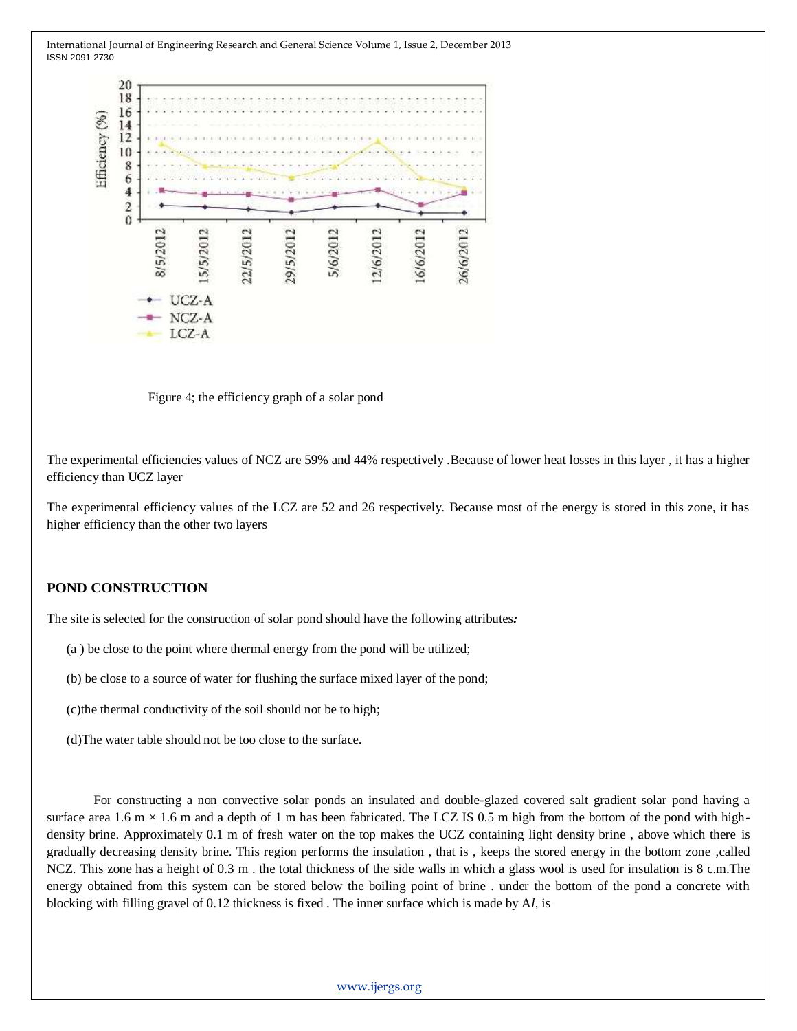Figure 4; the efficiency graph of a solar pond

The experimental efficiencies values of NCZ are 59% and 44% respectively .Because of lower heat losses in this layer , it has a higher efficiency than UCZ layer

The experimental efficiency values of the LCZ are 52 and 26 respectively. Because most of the energy is stored in this zone, it has higher efficiency than the other two layers

## POND CONSTRUCTION

The site is selected for the construction of solar pond should have the following attributes*:*

(a ) be close to the point where thermal energy from the pond will be utilized;

(b) be close to a source of water for flushing the surface mixed layer of the pond;

(c)the thermal conductivity of the soil should not be to high;

(d)The water table should not be too close to the surface.

For constructing a non convective solar ponds an insulated and double-glazed covered salt gradient solar pond having a surface area 1.6 m × 1.6 m and a depth of 1 m has been fabricated. The LCZ IS 0.5 m high from the bottom of the pond with high-density brine. Approximately 0.1 m of fresh water on the top makes the UCZ containing light density brine , above which there is gradually decreasing density brine. This region performs the insulation , that is , keeps the stored energy in the bottom zone ,called NCZ. This zone has a height of 0.3 m . the total thickness of the side walls in which a glass wool is used for insulation is 8 c.m.The energy obtained from this system can be stored below the boiling point of brine . under the bottom of the pond a concrete with blocking with filling gravel of 0.12 thickness is fixed . The inner surface which is made by A*l*, is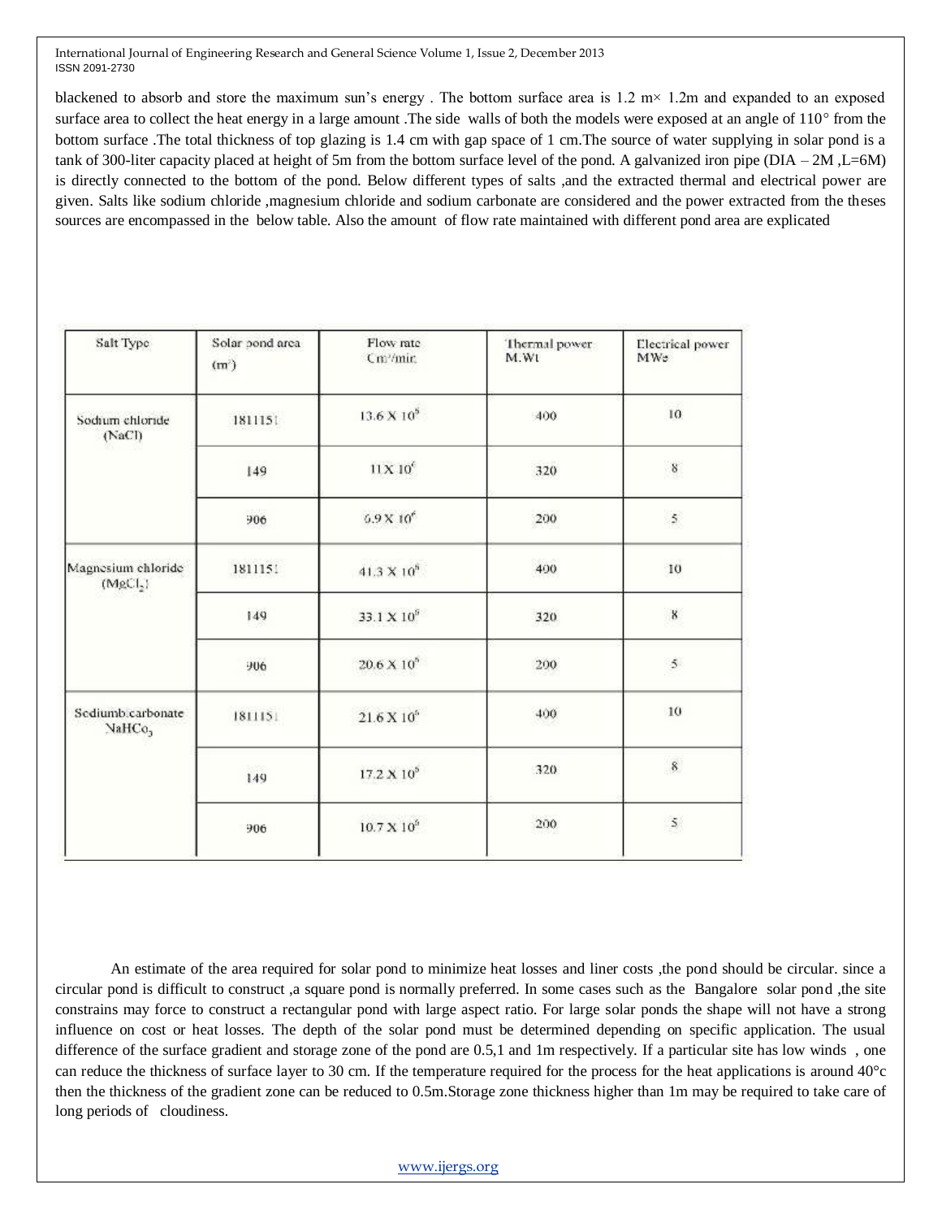blackened to absorb and store the maximum sun's energy . The bottom surface area is 1.2 m× 1.2m and expanded to an exposed surface area to collect the heat energy in a large amount .The side walls of both the models were exposed at an angle of 110° from the bottom surface .The total thickness of top glazing is 1.4 cm with gap space of 1 cm.The source of water supplying in solar pond is a tank of 300-liter capacity placed at height of 5m from the bottom surface level of the pond. A galvanized iron pipe (DIA – 2M ,L=6M) is directly connected to the bottom of the pond. Below different types of salts ,and the extracted thermal and electrical power are given. Salts like sodium chloride ,magnesium chloride and sodium carbonate are considered and the power extracted from the theses sources are encompassed in the below table. Also the amount of flow rate maintained with different pond area are explicated

| Salt Type | Solar pond area ($m^2$) | Flow rate $Cm^3/min$ | Thermal power M.Wt | Electrical power MWe |
|---|---|---|---|---|
| Sodium chloride (NaCl) | 181115l | $13.6 \times 10^5$ | 400 | 10 |
| | 149 | $11 \times 10^6$ | 320 | 8 |
| | 906 | $6.9 \times 10^6$ | 200 | 5 |
| Magnesium chloride ($MgCl_2$) | 181115l | $41.3 \times 10^6$ | 400 | 10 |
| | 149 | $33.1 \times 10^6$ | 320 | 8 |
| | 906 | $20.6 \times 10^6$ | 200 | 5 |
| Sediumbicarbonate $NaHCo_3$ | 181115l | $21.6 \times 10^6$ | 400 | 10 |
| | 149 | $17.2 \times 10^5$ | 320 | 8 |
| | 906 | $10.7 \times 10^5$ | 200 | 5 |

An estimate of the area required for solar pond to minimize heat losses and liner costs ,the pond should be circular. since a circular pond is difficult to construct ,a square pond is normally preferred. In some cases such as the Bangalore solar pond ,the site constrains may force to construct a rectangular pond with large aspect ratio. For large solar ponds the shape will not have a strong influence on cost or heat losses. The depth of the solar pond must be determined depending on specific application. The usual difference of the surface gradient and storage zone of the pond are 0.5,1 and 1m respectively. If a particular site has low winds , one can reduce the thickness of surface layer to 30 cm. If the temperature required for the process for the heat applications is around 40°c then the thickness of the gradient zone can be reduced to 0.5m.Storage zone thickness higher than 1m may be required to take care of long periods of cloudiness.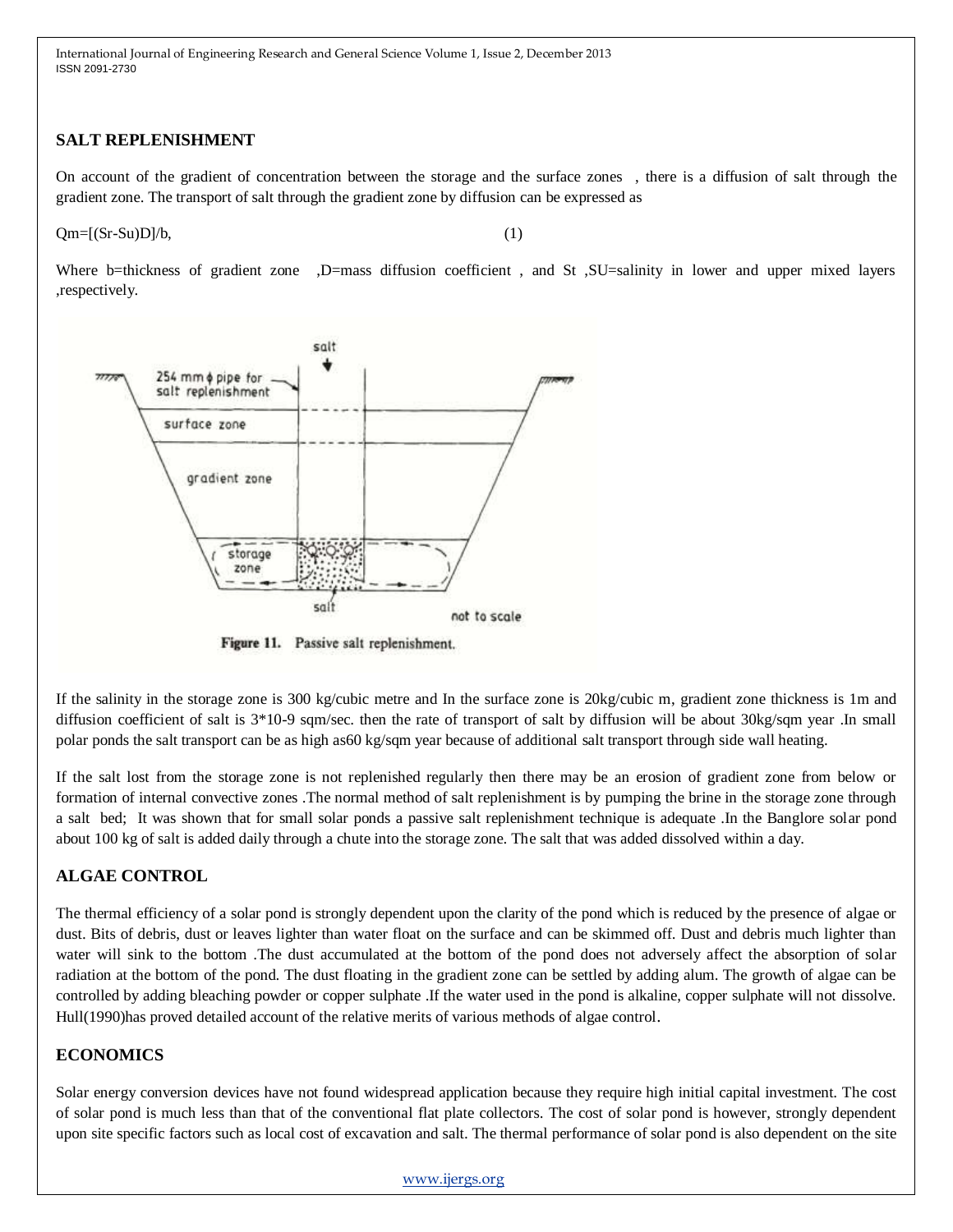## SALT REPLENISHMENT

On account of the gradient of concentration between the storage and the surface zones , there is a diffusion of salt through the gradient zone. The transport of salt through the gradient zone by diffusion can be expressed as

$$Qm=[(Sr-Su)D]/b, \quad (1)$$

Where b=thickness of gradient zone ,D=mass diffusion coefficient , and St ,SU=salinity in lower and upper mixed layers ,respectively.

Figure 11. Passive salt replenishment.

If the salinity in the storage zone is 300 kg/cubic metre and In the surface zone is 20kg/cubic m, gradient zone thickness is 1m and diffusion coefficient of salt is $3*10^{-9}$ sqm/sec. then the rate of transport of salt by diffusion will be about 30kg/sqm year .In small polar ponds the salt transport can be as high as60 kg/sqm year because of additional salt transport through side wall heating.

If the salt lost from the storage zone is not replenished regularly then there may be an erosion of gradient zone from below or formation of internal convective zones .The normal method of salt replenishment is by pumping the brine in the storage zone through a salt bed; It was shown that for small solar ponds a passive salt replenishment technique is adequate .In the Banglore solar pond about 100 kg of salt is added daily through a chute into the storage zone. The salt that was added dissolved within a day.

## ALGAE CONTROL

The thermal efficiency of a solar pond is strongly dependent upon the clarity of the pond which is reduced by the presence of algae or dust. Bits of debris, dust or leaves lighter than water float on the surface and can be skimmed off. Dust and debris much lighter than water will sink to the bottom .The dust accumulated at the bottom of the pond does not adversely affect the absorption of solar radiation at the bottom of the pond. The dust floating in the gradient zone can be settled by adding alum. The growth of algae can be controlled by adding bleaching powder or copper sulphate .If the water used in the pond is alkaline, copper sulphate will not dissolve. Hull(1990)has proved detailed account of the relative merits of various methods of algae control.

## ECONOMICS

Solar energy conversion devices have not found widespread application because they require high initial capital investment. The cost of solar pond is much less than that of the conventional flat plate collectors. The cost of solar pond is however, strongly dependent upon site specific factors such as local cost of excavation and salt. The thermal performance of solar pond is also dependent on the site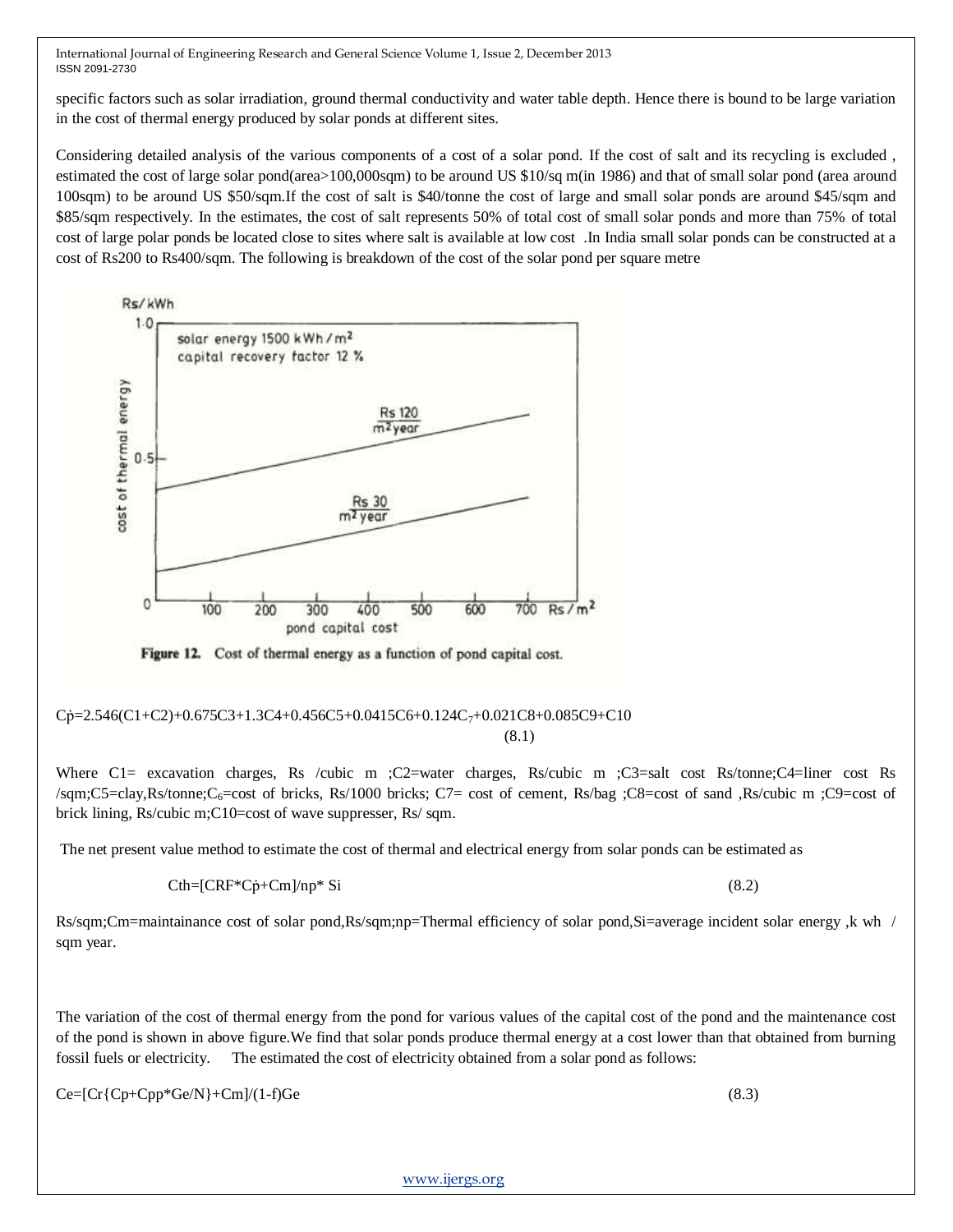specific factors such as solar irradiation, ground thermal conductivity and water table depth. Hence there is bound to be large variation in the cost of thermal energy produced by solar ponds at different sites.

Considering detailed analysis of the various components of a cost of a solar pond. If the cost of salt and its recycling is excluded , estimated the cost of large solar pond(area>100,000sqm) to be around US $10/sq m(in 1986) and that of small solar pond (area around 100sqm) to be around US $50/sqm.If the cost of salt is $40/tonne the cost of large and small solar ponds are around $45/sqm and $85/sqm respectively. In the estimates, the cost of salt represents 50% of total cost of small solar ponds and more than 75% of total cost of large polar ponds be located close to sites where salt is available at low cost .In India small solar ponds can be constructed at a cost of Rs200 to Rs400/sqm. The following is breakdown of the cost of the solar pond per square metre

Figure 12. Cost of thermal energy as a function of pond capital cost.

$$C\dot{p}=2.546(C1+C2)+0.675C3+1.3C4+0.456C5+0.0415C6+0.124C_7+0.021C8+0.085C9+C10 \quad (8.1)$$

Where C1= excavation charges, Rs /cubic m ;C2=water charges, Rs/cubic m ;C3=salt cost Rs/tonne;C4=liner cost Rs /sqm;C5=clay,Rs/tonne;$C_6$=cost of bricks, Rs/1000 bricks; C7= cost of cement, Rs/bag ;C8=cost of sand ,Rs/cubic m ;C9=cost of brick lining, Rs/cubic m;C10=cost of wave suppresser, Rs/ sqm.

The net present value method to estimate the cost of thermal and electrical energy from solar ponds can be estimated as

$$Cth=[CRF*C\dot{p}+Cm]/np*Si \quad (8.2)$$

Rs/sqm;Cm=maintainance cost of solar pond,Rs/sqm;np=Thermal efficiency of solar pond,Si=average incident solar energy ,k wh / sqm year.

The variation of the cost of thermal energy from the pond for various values of the capital cost of the pond and the maintenance cost of the pond is shown in above figure.We find that solar ponds produce thermal energy at a cost lower than that obtained from burning fossil fuels or electricity. The estimated the cost of electricity obtained from a solar pond as follows:

$$Ce=[Cr\{Cp+Cpp*Ge/N\}+Cm]/(1-f)Ge \quad (8.3)$$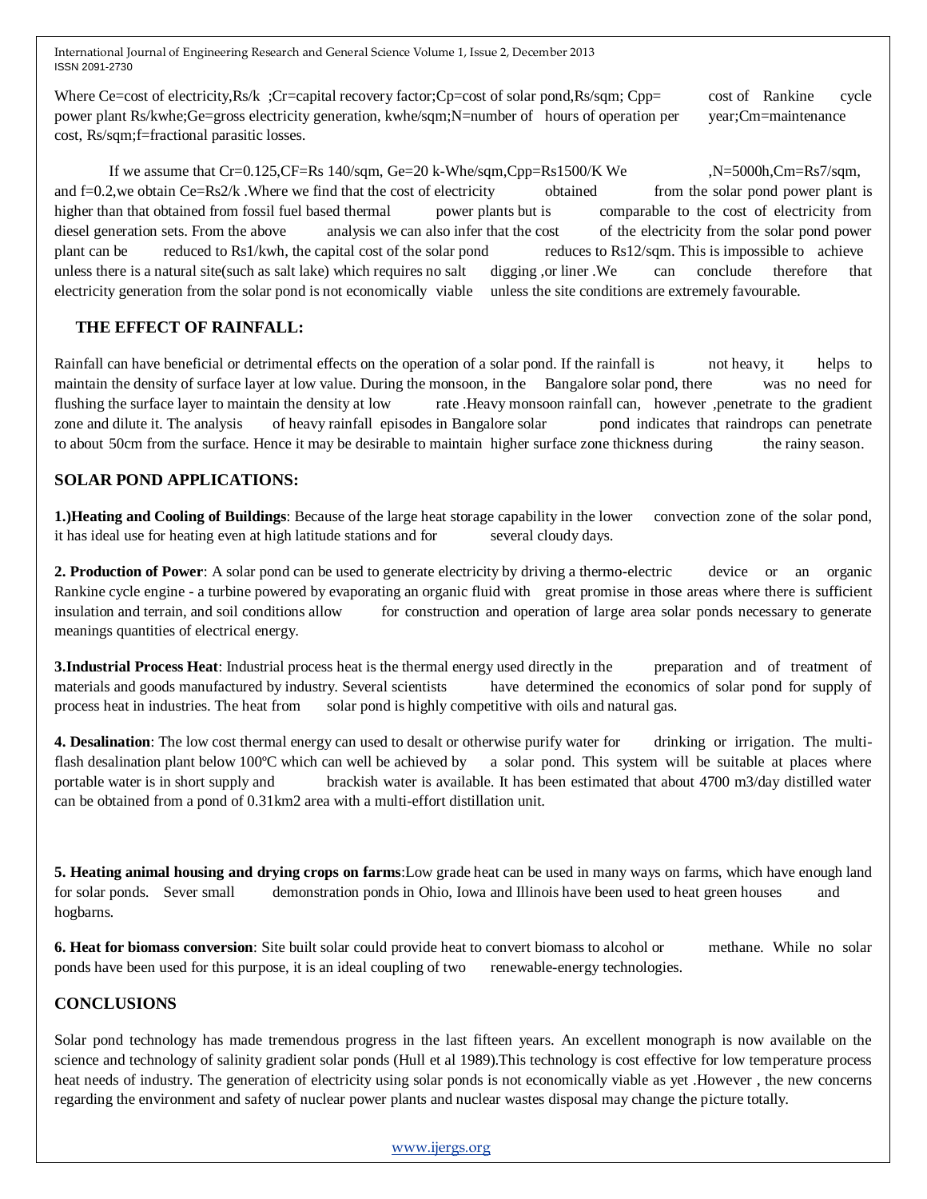Where Ce=cost of electricity,Rs/k ;Cr=capital recovery factor;Cp=cost of solar pond,Rs/sqm; Cpp= cost of Rankine cycle power plant Rs/kwhe;Ge=gross electricity generation, kwhe/sqm;N=number of hours of operation per year;Cm=maintenance cost, Rs/sqm;f=fractional parasitic losses.

If we assume that Cr=0.125,CF=Rs 140/sqm, Ge=20 k-Whe/sqm,Cpp=Rs1500/K We ,N=5000h,Cm=Rs7/sqm, and f=0.2,we obtain Ce=Rs2/k .Where we find that the cost of electricity obtained from the solar pond power plant is higher than that obtained from fossil fuel based thermal power plants but is comparable to the cost of electricity from diesel generation sets. From the above analysis we can also infer that the cost of the electricity from the solar pond power plant can be reduced to Rs1/kwh, the capital cost of the solar pond reduces to Rs12/sqm. This is impossible to achieve unless there is a natural site(such as salt lake) which requires no salt digging ,or liner .We can conclude therefore that electricity generation from the solar pond is not economically viable unless the site conditions are extremely favourable.

## THE EFFECT OF RAINFALL:

Rainfall can have beneficial or detrimental effects on the operation of a solar pond. If the rainfall is not heavy, it helps to maintain the density of surface layer at low value. During the monsoon, in the Bangalore solar pond, there was no need for flushing the surface layer to maintain the density at low rate .Heavy monsoon rainfall can, however ,penetrate to the gradient zone and dilute it. The analysis of heavy rainfall episodes in Bangalore solar pond indicates that raindrops can penetrate to about 50cm from the surface. Hence it may be desirable to maintain higher surface zone thickness during the rainy season.

## SOLAR POND APPLICATIONS:

**1.)Heating and Cooling of Buildings**: Because of the large heat storage capability in the lower convection zone of the solar pond, it has ideal use for heating even at high latitude stations and for several cloudy days.

**2. Production of Power**: A solar pond can be used to generate electricity by driving a thermo-electric device or an organic Rankine cycle engine - a turbine powered by evaporating an organic fluid with great promise in those areas where there is sufficient insulation and terrain, and soil conditions allow for construction and operation of large area solar ponds necessary to generate meanings quantities of electrical energy.

**3.Industrial Process Heat**: Industrial process heat is the thermal energy used directly in the preparation and of treatment of materials and goods manufactured by industry. Several scientists have determined the economics of solar pond for supply of process heat in industries. The heat from solar pond is highly competitive with oils and natural gas.

**4. Desalination**: The low cost thermal energy can used to desalt or otherwise purify water for drinking or irrigation. The multi-flash desalination plant below 100ºC which can well be achieved by a solar pond. This system will be suitable at places where portable water is in short supply and brackish water is available. It has been estimated that about 4700 m3/day distilled water can be obtained from a pond of 0.31km2 area with a multi-effort distillation unit.

**5. Heating animal housing and drying crops on farms**:Low grade heat can be used in many ways on farms, which have enough land for solar ponds. Sever small demonstration ponds in Ohio, Iowa and Illinois have been used to heat green houses and hogbarns.

**6. Heat for biomass conversion**: Site built solar could provide heat to convert biomass to alcohol or methane. While no solar ponds have been used for this purpose, it is an ideal coupling of two renewable-energy technologies.

## CONCLUSIONS

Solar pond technology has made tremendous progress in the last fifteen years. An excellent monograph is now available on the science and technology of salinity gradient solar ponds (Hull et al 1989).This technology is cost effective for low temperature process heat needs of industry. The generation of electricity using solar ponds is not economically viable as yet .However , the new concerns regarding the environment and safety of nuclear power plants and nuclear wastes disposal may change the picture totally.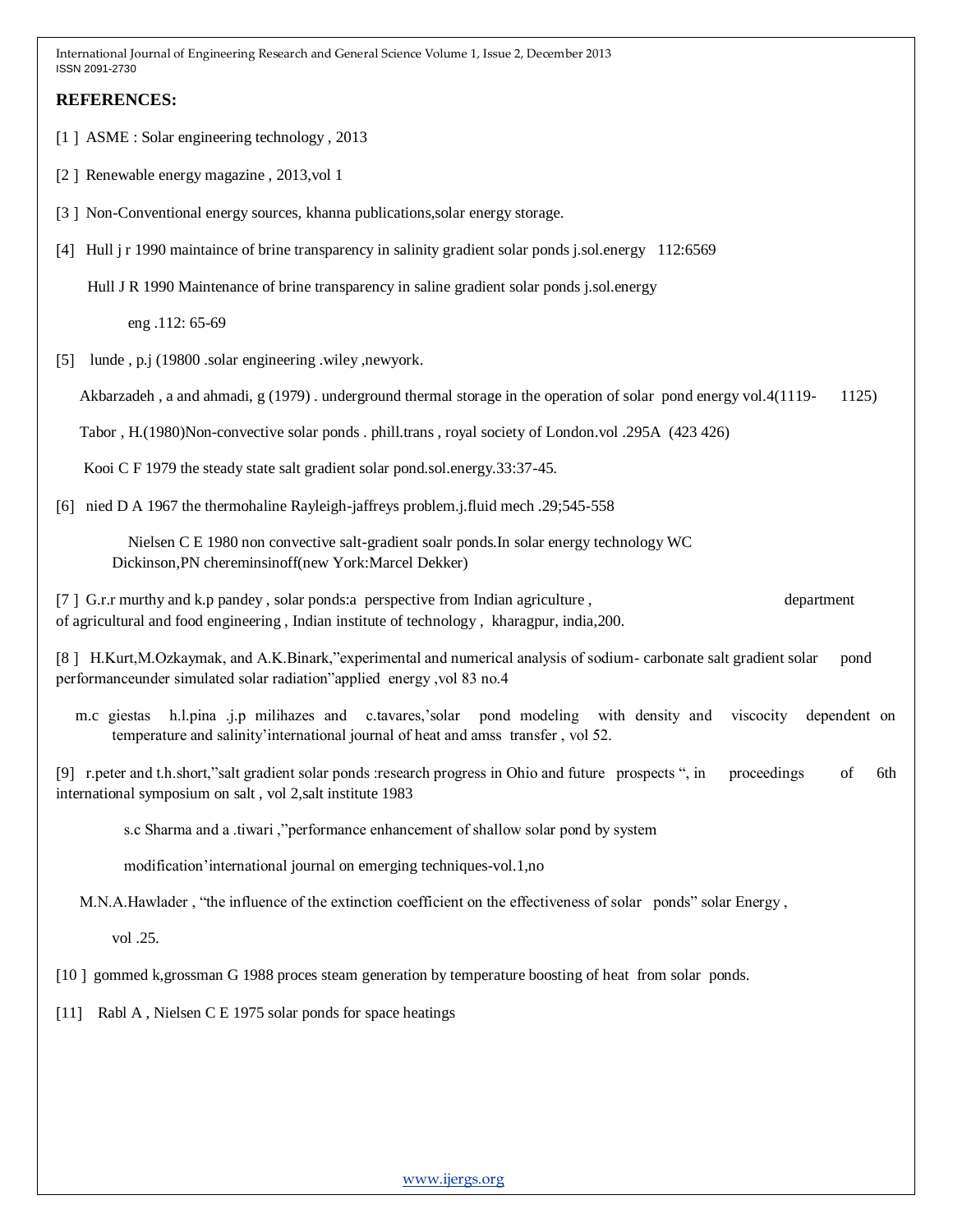**REFERENCES:**

[1 ] ASME : Solar engineering technology , 2013

[2 ] Renewable energy magazine , 2013,vol 1

[3 ] Non-Conventional energy sources, khanna publications,solar energy storage.

[4] Hull j r 1990 maintaince of brine transparency in salinity gradient solar ponds j.sol.energy 112:6569

Hull J R 1990 Maintenance of brine transparency in saline gradient solar ponds j.sol.energy

eng .112: 65-69

[5] lunde , p.j (19800 .solar engineering .wiley ,newyork.

Akbarzadeh , a and ahmadi, g (1979) . underground thermal storage in the operation of solar pond energy vol.4(1119- 1125)

Tabor , H.(1980)Non-convective solar ponds . phill.trans , royal society of London.vol .295A (423 426)

Kooi C F 1979 the steady state salt gradient solar pond.sol.energy.33:37-45.

[6] nied D A 1967 the thermohaline Rayleigh-jaffreys problem.j.fluid mech .29;545-558

Nielsen C E 1980 non convective salt-gradient soalr ponds.In solar energy technology WC Dickinson,PN chereminsinoff(new York:Marcel Dekker)

[7 ] G.r.r murthy and k.p pandey , solar ponds:a perspective from Indian agriculture , department of agricultural and food engineering , Indian institute of technology , kharagpur, india,200.

[8 ] H.Kurt,M.Ozkaymak, and A.K.Binark,"experimental and numerical analysis of sodium- carbonate salt gradient solar pond performanceunder simulated solar radiation"applied energy ,vol 83 no.4

m.c giestas h.l.pina .j.p milihazes and c.tavares,'solar pond modeling with density and viscocity dependent on temperature and salinity'international journal of heat and amss transfer , vol 52.

[9] r.peter and t.h.short,"salt gradient solar ponds :research progress in Ohio and future prospects ", in proceedings of 6th international symposium on salt , vol 2,salt institute 1983

s.c Sharma and a .tiwari ,"performance enhancement of shallow solar pond by system

modification'international journal on emerging techniques-vol.1,no

M.N.A.Hawlader , "the influence of the extinction coefficient on the effectiveness of solar ponds" solar Energy ,

vol .25.

[10 ] gommed k,grossman G 1988 proces steam generation by temperature boosting of heat from solar ponds.

[11] Rabl A , Nielsen C E 1975 solar ponds for space heatings